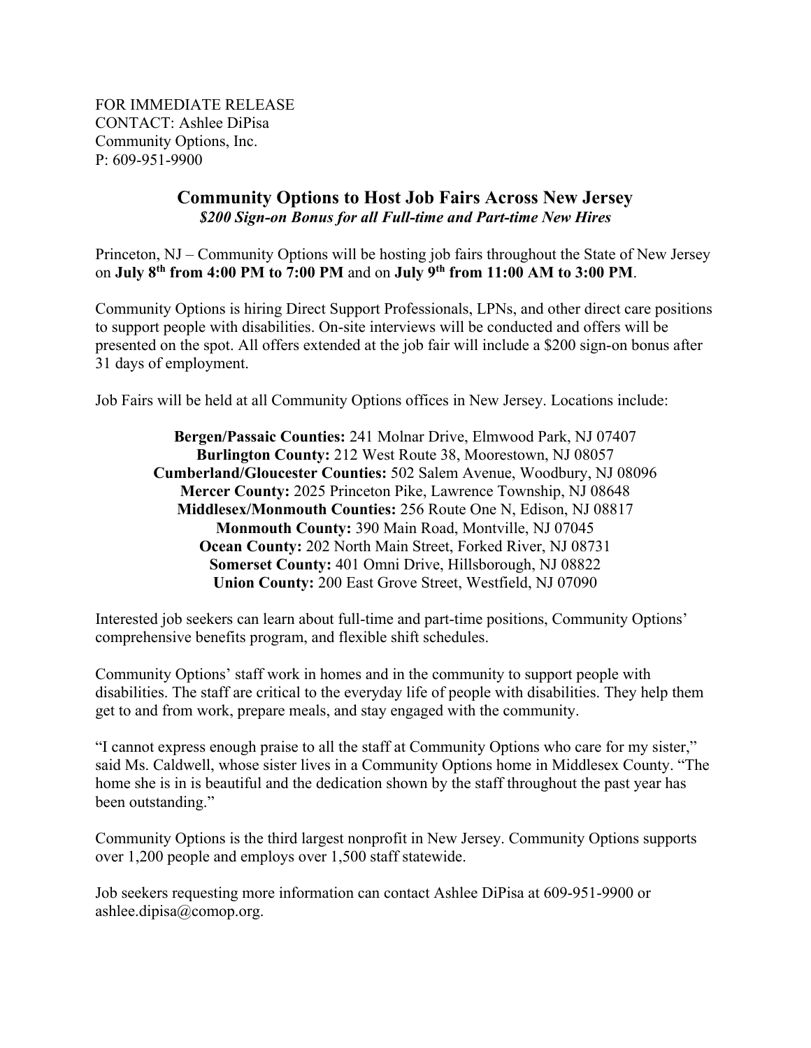FOR IMMEDIATE RELEASE
CONTACT: Ashlee DiPisa
Community Options, Inc.
P: 609-951-9900

## Community Options to Host Job Fairs Across New Jersey

***$200 Sign-on Bonus for all Full-time and Part-time New Hires***

Princeton, NJ – Community Options will be hosting job fairs throughout the State of New Jersey on **July 8th from 4:00 PM to 7:00 PM** and on **July 9th from 11:00 AM to 3:00 PM**.

Community Options is hiring Direct Support Professionals, LPNs, and other direct care positions to support people with disabilities. On-site interviews will be conducted and offers will be presented on the spot. All offers extended at the job fair will include a $200 sign-on bonus after 31 days of employment.

Job Fairs will be held at all Community Options offices in New Jersey. Locations include:

**Bergen/Passaic Counties:** 241 Molnar Drive, Elmwood Park, NJ 07407
**Burlington County:** 212 West Route 38, Moorestown, NJ 08057
**Cumberland/Gloucester Counties:** 502 Salem Avenue, Woodbury, NJ 08096
**Mercer County:** 2025 Princeton Pike, Lawrence Township, NJ 08648
**Middlesex/Monmouth Counties:** 256 Route One N, Edison, NJ 08817
**Monmouth County:** 390 Main Road, Montville, NJ 07045
**Ocean County:** 202 North Main Street, Forked River, NJ 08731
**Somerset County:** 401 Omni Drive, Hillsborough, NJ 08822
**Union County:** 200 East Grove Street, Westfield, NJ 07090

Interested job seekers can learn about full-time and part-time positions, Community Options' comprehensive benefits program, and flexible shift schedules.

Community Options' staff work in homes and in the community to support people with disabilities. The staff are critical to the everyday life of people with disabilities. They help them get to and from work, prepare meals, and stay engaged with the community.

"I cannot express enough praise to all the staff at Community Options who care for my sister," said Ms. Caldwell, whose sister lives in a Community Options home in Middlesex County. "The home she is in is beautiful and the dedication shown by the staff throughout the past year has been outstanding."

Community Options is the third largest nonprofit in New Jersey. Community Options supports over 1,200 people and employs over 1,500 staff statewide.

Job seekers requesting more information can contact Ashlee DiPisa at 609-951-9900 or ashlee.dipisa@comop.org.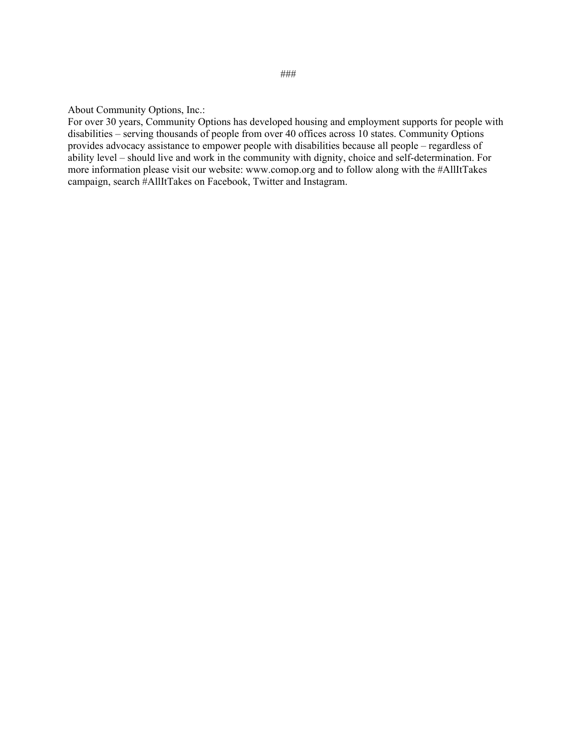###

About Community Options, Inc.:

For over 30 years, Community Options has developed housing and employment supports for people with disabilities – serving thousands of people from over 40 offices across 10 states. Community Options provides advocacy assistance to empower people with disabilities because all people – regardless of ability level – should live and work in the community with dignity, choice and self-determination. For more information please visit our website: www.comop.org and to follow along with the #AllItTakes campaign, search #AllItTakes on Facebook, Twitter and Instagram.